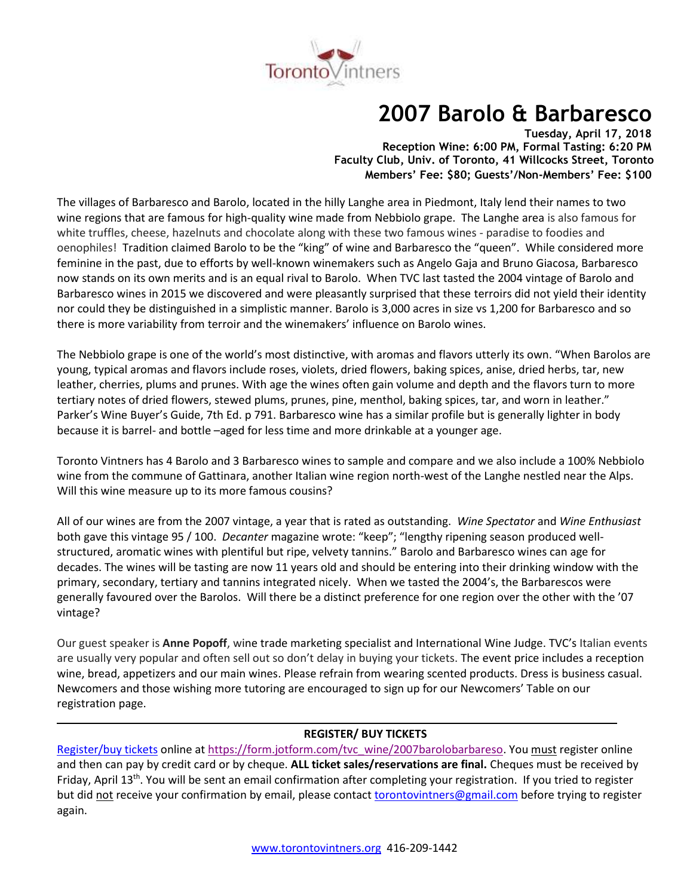Toronto Vintners

# 2007 Barolo & Barbaresco

**Tuesday, April 17, 2018**
**Reception Wine: 6:00 PM, Formal Tasting: 6:20 PM**
**Faculty Club, Univ. of Toronto, 41 Willcocks Street, Toronto**
**Members' Fee: $80; Guests'/Non-Members' Fee: $100**

The villages of Barbaresco and Barolo, located in the hilly Langhe area in Piedmont, Italy lend their names to two wine regions that are famous for high-quality wine made from Nebbiolo grape. The Langhe area is also famous for white truffles, cheese, hazelnuts and chocolate along with these two famous wines - paradise to foodies and oenophiles! Tradition claimed Barolo to be the "king" of wine and Barbaresco the "queen". While considered more feminine in the past, due to efforts by well-known winemakers such as Angelo Gaja and Bruno Giacosa, Barbaresco now stands on its own merits and is an equal rival to Barolo. When TVC last tasted the 2004 vintage of Barolo and Barbaresco wines in 2015 we discovered and were pleasantly surprised that these terroirs did not yield their identity nor could they be distinguished in a simplistic manner. Barolo is 3,000 acres in size vs 1,200 for Barbaresco and so there is more variability from terroir and the winemakers' influence on Barolo wines.

The Nebbiolo grape is one of the world's most distinctive, with aromas and flavors utterly its own. "When Barolos are young, typical aromas and flavors include roses, violets, dried flowers, baking spices, anise, dried herbs, tar, new leather, cherries, plums and prunes. With age the wines often gain volume and depth and the flavors turn to more tertiary notes of dried flowers, stewed plums, prunes, pine, menthol, baking spices, tar, and worn in leather." Parker's Wine Buyer's Guide, 7th Ed. p 791. Barbaresco wine has a similar profile but is generally lighter in body because it is barrel- and bottle –aged for less time and more drinkable at a younger age.

Toronto Vintners has 4 Barolo and 3 Barbaresco wines to sample and compare and we also include a 100% Nebbiolo wine from the commune of Gattinara, another Italian wine region north-west of the Langhe nestled near the Alps. Will this wine measure up to its more famous cousins?

All of our wines are from the 2007 vintage, a year that is rated as outstanding. *Wine Spectator* and *Wine Enthusiast* both gave this vintage 95 / 100. *Decanter* magazine wrote: "keep"; "lengthy ripening season produced well-structured, aromatic wines with plentiful but ripe, velvety tannins." Barolo and Barbaresco wines can age for decades. The wines will be tasting are now 11 years old and should be entering into their drinking window with the primary, secondary, tertiary and tannins integrated nicely. When we tasted the 2004's, the Barbarescos were generally favoured over the Barolos. Will there be a distinct preference for one region over the other with the '07 vintage?

Our guest speaker is **Anne Popoff**, wine trade marketing specialist and International Wine Judge. TVC's Italian events are usually very popular and often sell out so don't delay in buying your tickets. The event price includes a reception wine, bread, appetizers and our main wines. Please refrain from wearing scented products. Dress is business casual. Newcomers and those wishing more tutoring are encouraged to sign up for our Newcomers' Table on our registration page.

---

**REGISTER/ BUY TICKETS**

Register/buy tickets online at https://form.jotform.com/tvc_wine/2007barolobarbareso. You must register online and then can pay by credit card or by cheque. **ALL ticket sales/reservations are final.** Cheques must be received by Friday, April 13th. You will be sent an email confirmation after completing your registration. If you tried to register but did not receive your confirmation by email, please contact torontovintners@gmail.com before trying to register again.

www.torontovintners.org 416-209-1442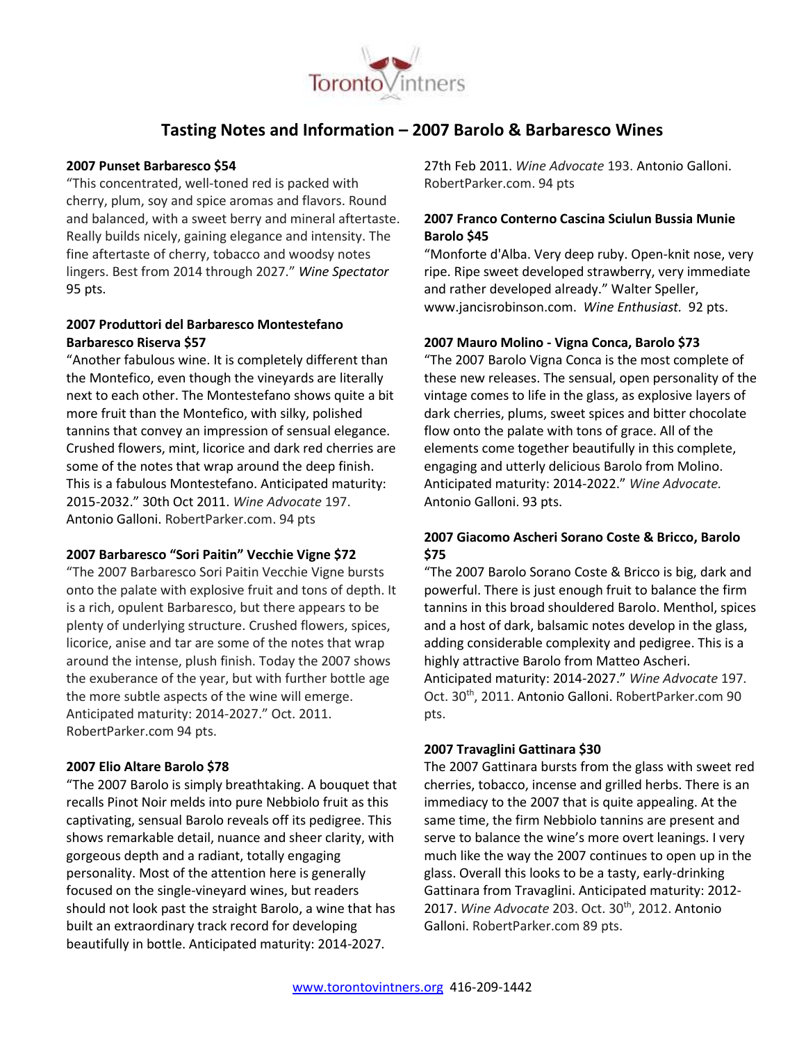# Tasting Notes and Information – 2007 Barolo & Barbaresco Wines

**2007 Punset Barbaresco $54**

"This concentrated, well-toned red is packed with cherry, plum, soy and spice aromas and flavors. Round and balanced, with a sweet berry and mineral aftertaste. Really builds nicely, gaining elegance and intensity. The fine aftertaste of cherry, tobacco and woodsy notes lingers. Best from 2014 through 2027." *Wine Spectator* 95 pts.

**2007 Produttori del Barbaresco Montestefano Barbaresco Riserva $57**

"Another fabulous wine. It is completely different than the Montefico, even though the vineyards are literally next to each other. The Montestefano shows quite a bit more fruit than the Montefico, with silky, polished tannins that convey an impression of sensual elegance. Crushed flowers, mint, licorice and dark red cherries are some of the notes that wrap around the deep finish. This is a fabulous Montestefano. Anticipated maturity: 2015-2032." 30th Oct 2011. *Wine Advocate* 197. Antonio Galloni. RobertParker.com. 94 pts

**2007 Barbaresco "Sori Paitin" Vecchie Vigne $72**

"The 2007 Barbaresco Sori Paitin Vecchie Vigne bursts onto the palate with explosive fruit and tons of depth. It is a rich, opulent Barbaresco, but there appears to be plenty of underlying structure. Crushed flowers, spices, licorice, anise and tar are some of the notes that wrap around the intense, plush finish. Today the 2007 shows the exuberance of the year, but with further bottle age the more subtle aspects of the wine will emerge. Anticipated maturity: 2014-2027." Oct. 2011. RobertParker.com 94 pts.

**2007 Elio Altare Barolo $78**

"The 2007 Barolo is simply breathtaking. A bouquet that recalls Pinot Noir melds into pure Nebbiolo fruit as this captivating, sensual Barolo reveals off its pedigree. This shows remarkable detail, nuance and sheer clarity, with gorgeous depth and a radiant, totally engaging personality. Most of the attention here is generally focused on the single-vineyard wines, but readers should not look past the straight Barolo, a wine that has built an extraordinary track record for developing beautifully in bottle. Anticipated maturity: 2014-2027. 27th Feb 2011. *Wine Advocate* 193. Antonio Galloni. RobertParker.com. 94 pts

**2007 Franco Conterno Cascina Sciulun Bussia Munie Barolo $45**

"Monforte d'Alba. Very deep ruby. Open-knit nose, very ripe. Ripe sweet developed strawberry, very immediate and rather developed already." Walter Speller, www.jancisrobinson.com. *Wine Enthusiast.* 92 pts.

**2007 Mauro Molino - Vigna Conca, Barolo $73**

"The 2007 Barolo Vigna Conca is the most complete of these new releases. The sensual, open personality of the vintage comes to life in the glass, as explosive layers of dark cherries, plums, sweet spices and bitter chocolate flow onto the palate with tons of grace. All of the elements come together beautifully in this complete, engaging and utterly delicious Barolo from Molino. Anticipated maturity: 2014-2022." *Wine Advocate.* Antonio Galloni. 93 pts.

**2007 Giacomo Ascheri Sorano Coste & Bricco, Barolo $75**

"The 2007 Barolo Sorano Coste & Bricco is big, dark and powerful. There is just enough fruit to balance the firm tannins in this broad shouldered Barolo. Menthol, spices and a host of dark, balsamic notes develop in the glass, adding considerable complexity and pedigree. This is a highly attractive Barolo from Matteo Ascheri. Anticipated maturity: 2014-2027." *Wine Advocate* 197. Oct. 30th, 2011. Antonio Galloni. RobertParker.com 90 pts.

**2007 Travaglini Gattinara $30**

The 2007 Gattinara bursts from the glass with sweet red cherries, tobacco, incense and grilled herbs. There is an immediacy to the 2007 that is quite appealing. At the same time, the firm Nebbiolo tannins are present and serve to balance the wine's more overt leanings. I very much like the way the 2007 continues to open up in the glass. Overall this looks to be a tasty, early-drinking Gattinara from Travaglini. Anticipated maturity: 2012-2017. *Wine Advocate* 203. Oct. 30th, 2012. Antonio Galloni. RobertParker.com 89 pts.

www.torontovintners.org 416-209-1442